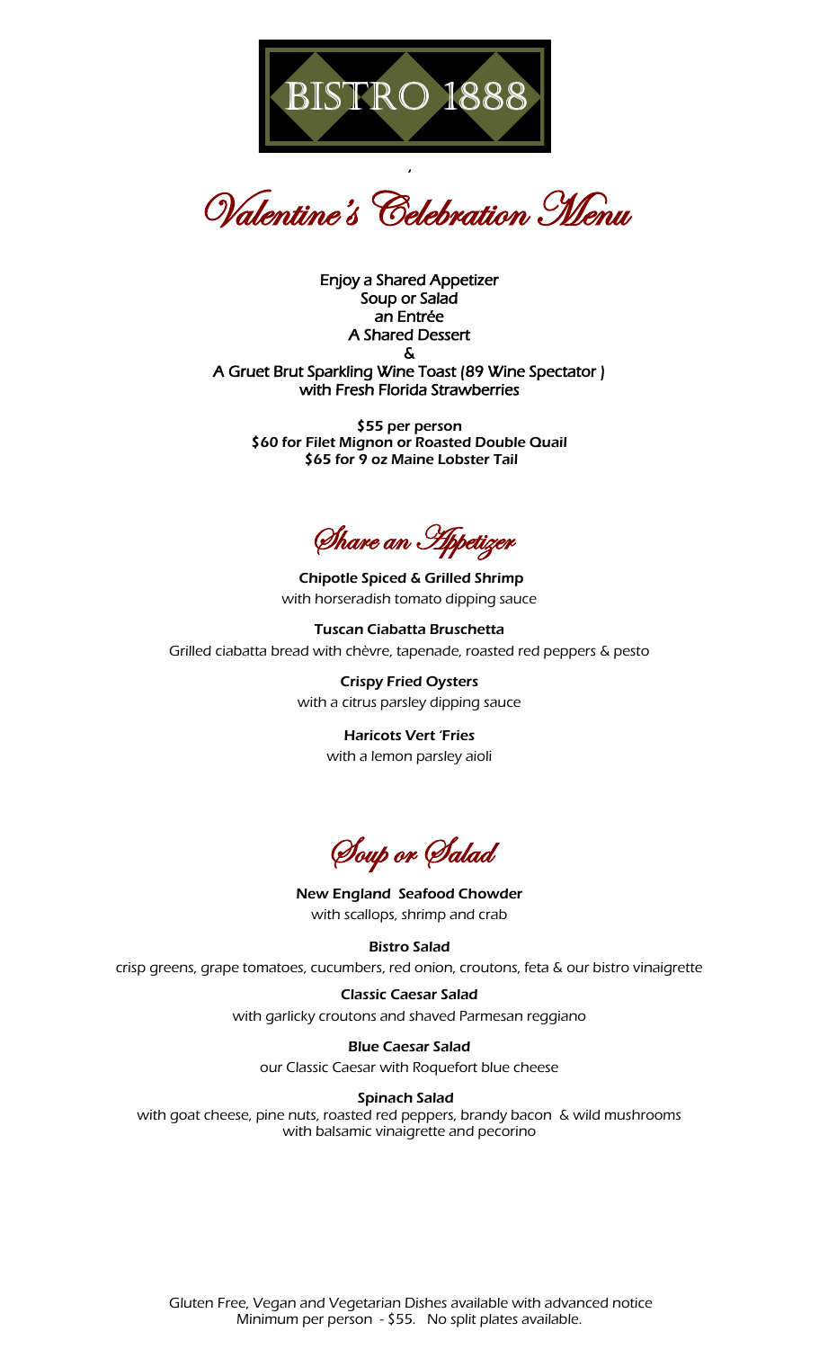# BISTRO 1888

## Valentine's Celebration Menu

Enjoy a Shared Appetizer
Soup or Salad
an Entrée
A Shared Dessert
&
A Gruet Brut Sparkling Wine Toast (89 Wine Spectator )
with Fresh Florida Strawberries

**$55 per person**
**$60 for Filet Mignon or Roasted Double Quail**
**$65 for 9 oz Maine Lobster Tail**

## Share an Appetizer

**Chipotle Spiced & Grilled Shrimp**
with horseradish tomato dipping sauce

**Tuscan Ciabatta Bruschetta**
Grilled ciabatta bread with chèvre, tapenade, roasted red peppers & pesto

**Crispy Fried Oysters**
with a citrus parsley dipping sauce

**Haricots Vert 'Fries**
with a lemon parsley aioli

## Soup or Salad

**New England Seafood Chowder**
with scallops, shrimp and crab

**Bistro Salad**
crisp greens, grape tomatoes, cucumbers, red onion, croutons, feta & our bistro vinaigrette

**Classic Caesar Salad**
with garlicky croutons and shaved Parmesan reggiano

**Blue Caesar Salad**
our Classic Caesar with Roquefort blue cheese

**Spinach Salad**
with goat cheese, pine nuts, roasted red peppers, brandy bacon & wild mushrooms
with balsamic vinaigrette and pecorino

Gluten Free, Vegan and Vegetarian Dishes available with advanced notice
Minimum per person - $55. No split plates available.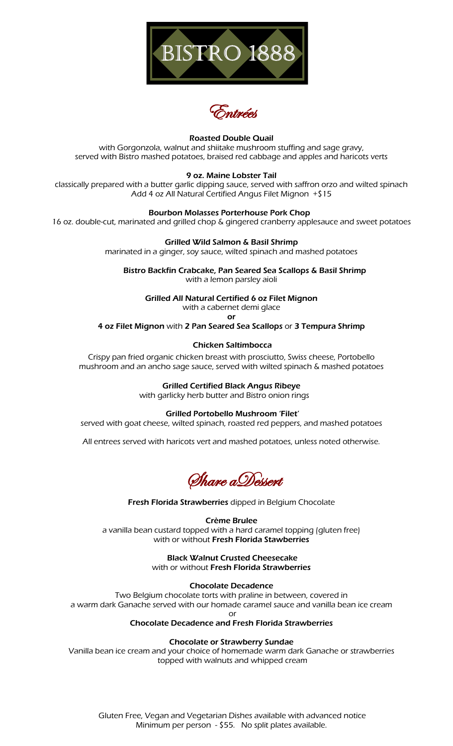# BISTRO 1888

## Entrées

**Roasted Double Quail**
*with Gorgonzola, walnut and shiitake mushroom stuffing and sage gravy, served with Bistro mashed potatoes, braised red cabbage and apples and haricots verts*

**9 oz. Maine Lobster Tail**
*classically prepared with a butter garlic dipping sauce, served with saffron orzo and wilted spinach*
*Add 4 oz All Natural Certified Angus Filet Mignon +$15*

**Bourbon Molasses Porterhouse Pork Chop**
*16 oz. double-cut, marinated and grilled chop & gingered cranberry applesauce and sweet potatoes*

**Grilled Wild Salmon & Basil Shrimp**
*marinated in a ginger, soy sauce, wilted spinach and mashed potatoes*

**Bistro Backfin Crabcake, Pan Seared Sea Scallops & Basil Shrimp**
*with a lemon parsley aioli*

**Grilled All Natural Certified 6 oz Filet Mignon**
*with a cabernet demi glace*
**or**
**4 oz Filet Mignon** *with* **2 Pan Seared Sea Scallops** *or* **3 Tempura Shrimp**

**Chicken Saltimbocca**
*Crispy pan fried organic chicken breast with prosciutto, Swiss cheese, Portobello mushroom and an ancho sage sauce, served with wilted spinach & mashed potatoes*

**Grilled Certified Black Angus Ribeye**
*with garlicky herb butter and Bistro onion rings*

**Grilled Portobello Mushroom 'Filet'**
*served with goat cheese, wilted spinach, roasted red peppers, and mashed potatoes*

*All entrees served with haricots vert and mashed potatoes, unless noted otherwise.*

## Share a Dessert

**Fresh Florida Strawberries** dipped in Belgium Chocolate

**Crème Brulee**
a vanilla bean custard topped with a hard caramel topping (gluten free)
with or without **Fresh Florida Stawberries**

**Black Walnut Crusted Cheesecake**
with or without **Fresh Florida Strawberries**

**Chocolate Decadence**
Two Belgium chocolate torts with praline in between, covered in a warm dark Ganache served with our homade caramel sauce and vanilla bean ice cream
or
**Chocolate Decadence and Fresh Florida Strawberries**

**Chocolate or Strawberry Sundae**
Vanilla bean ice cream and your choice of homemade warm dark Ganache or strawberries topped with walnuts and whipped cream

Gluten Free, Vegan and Vegetarian Dishes available with advanced notice
Minimum per person - $55. No split plates available.